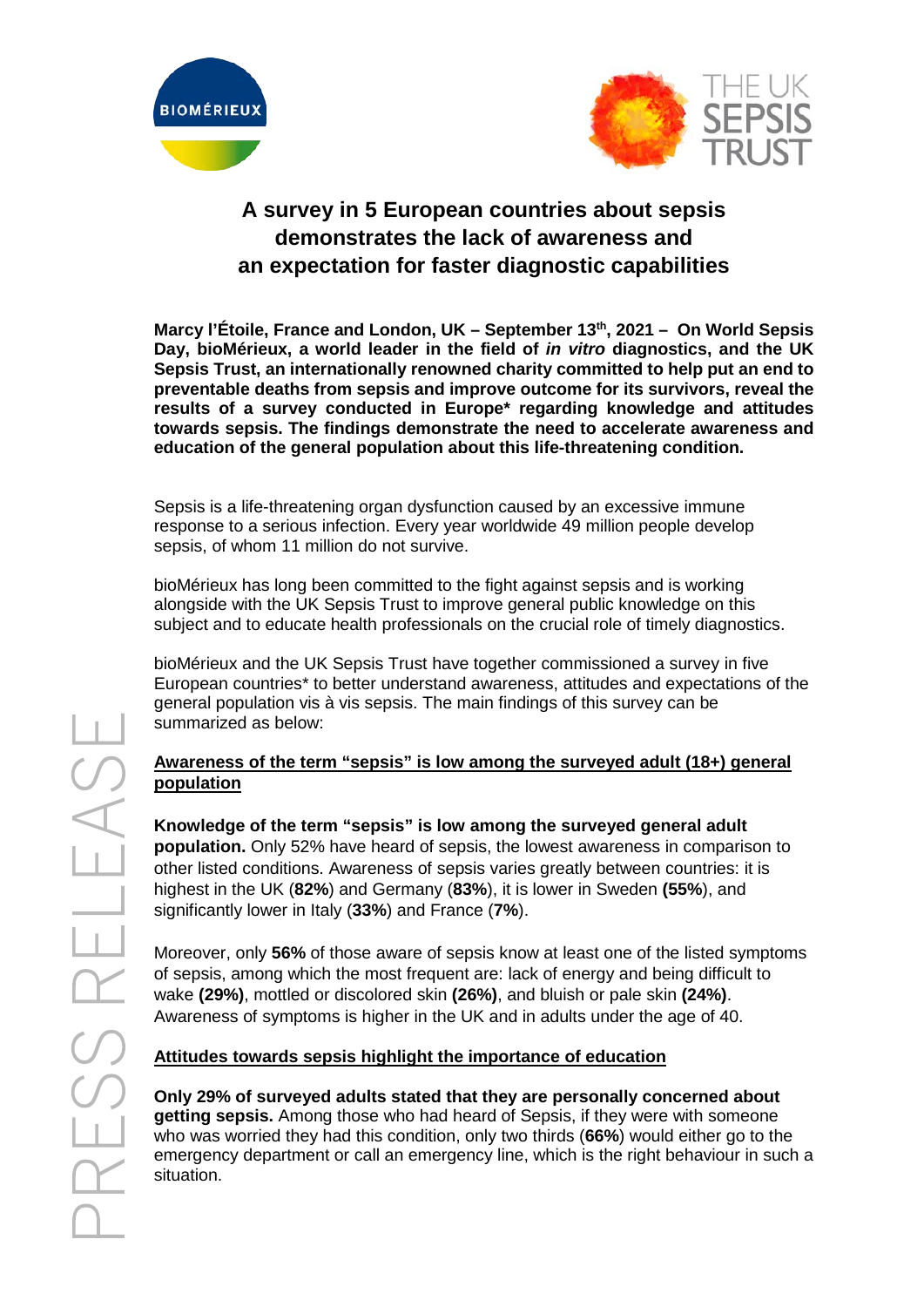# A survey in 5 European countries about sepsis demonstrates the lack of awareness and an expectation for faster diagnostic capabilities

**Marcy l'Étoile, France and London, UK – September 13th, 2021 – On World Sepsis Day, bioMérieux, a world leader in the field of *in vitro* diagnostics, and the UK Sepsis Trust, an internationally renowned charity committed to help put an end to preventable deaths from sepsis and improve outcome for its survivors, reveal the results of a survey conducted in Europe* regarding knowledge and attitudes towards sepsis. The findings demonstrate the need to accelerate awareness and education of the general population about this life-threatening condition.**

Sepsis is a life-threatening organ dysfunction caused by an excessive immune response to a serious infection. Every year worldwide 49 million people develop sepsis, of whom 11 million do not survive.

bioMérieux has long been committed to the fight against sepsis and is working alongside with the UK Sepsis Trust to improve general public knowledge on this subject and to educate health professionals on the crucial role of timely diagnostics.

bioMérieux and the UK Sepsis Trust have together commissioned a survey in five European countries* to better understand awareness, attitudes and expectations of the general population vis à vis sepsis. The main findings of this survey can be summarized as below:

## Awareness of the term "sepsis" is low among the surveyed adult (18+) general population

**Knowledge of the term "sepsis" is low among the surveyed general adult population.** Only 52% have heard of sepsis, the lowest awareness in comparison to other listed conditions. Awareness of sepsis varies greatly between countries: it is highest in the UK (**82%**) and Germany (**83%**), it is lower in Sweden **(55%)**, and significantly lower in Italy (**33%**) and France (**7%**).

Moreover, only **56%** of those aware of sepsis know at least one of the listed symptoms of sepsis, among which the most frequent are: lack of energy and being difficult to wake **(29%)**, mottled or discolored skin **(26%)**, and bluish or pale skin **(24%)**. Awareness of symptoms is higher in the UK and in adults under the age of 40.

## Attitudes towards sepsis highlight the importance of education

**Only 29% of surveyed adults stated that they are personally concerned about getting sepsis.** Among those who had heard of Sepsis, if they were with someone who was worried they had this condition, only two thirds (**66%**) would either go to the emergency department or call an emergency line, which is the right behaviour in such a situation.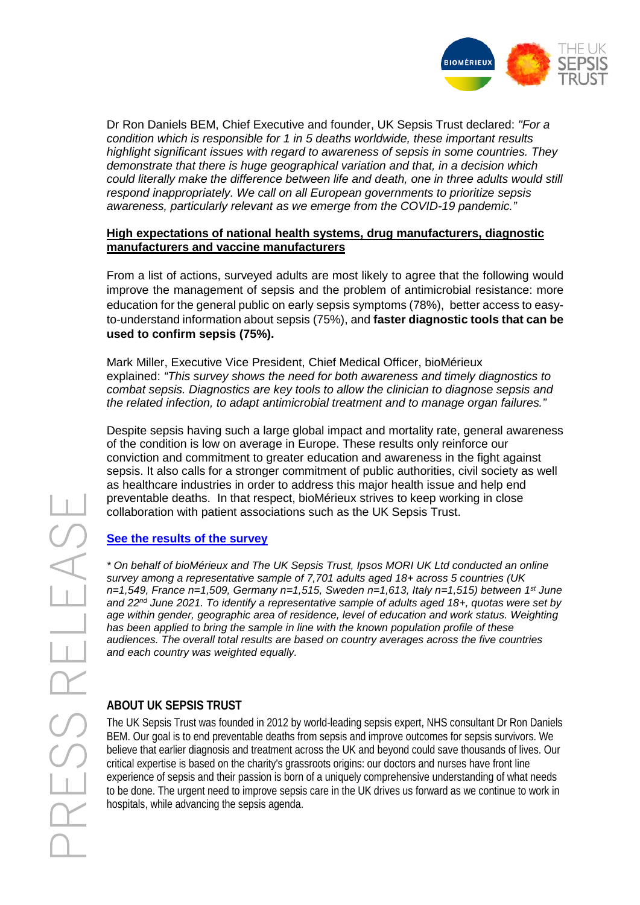Dr Ron Daniels BEM, Chief Executive and founder, UK Sepsis Trust declared: *"For a condition which is responsible for 1 in 5 deaths worldwide, these important results highlight significant issues with regard to awareness of sepsis in some countries. They demonstrate that there is huge geographical variation and that, in a decision which could literally make the difference between life and death, one in three adults would still respond inappropriately. We call on all European governments to prioritize sepsis awareness, particularly relevant as we emerge from the COVID-19 pandemic."*

**High expectations of national health systems, drug manufacturers, diagnostic manufacturers and vaccine manufacturers**

From a list of actions, surveyed adults are most likely to agree that the following would improve the management of sepsis and the problem of antimicrobial resistance: more education for the general public on early sepsis symptoms (78%), better access to easy-to-understand information about sepsis (75%), and **faster diagnostic tools that can be used to confirm sepsis (75%).**

Mark Miller, Executive Vice President, Chief Medical Officer, bioMérieux explained: *"This survey shows the need for both awareness and timely diagnostics to combat sepsis. Diagnostics are key tools to allow the clinician to diagnose sepsis and the related infection, to adapt antimicrobial treatment and to manage organ failures."*

Despite sepsis having such a large global impact and mortality rate, general awareness of the condition is low on average in Europe. These results only reinforce our conviction and commitment to greater education and awareness in the fight against sepsis. It also calls for a stronger commitment of public authorities, civil society as well as healthcare industries in order to address this major health issue and help end preventable deaths. In that respect, bioMérieux strives to keep working in close collaboration with patient associations such as the UK Sepsis Trust.

**See the results of the survey**

*\* On behalf of bioMérieux and The UK Sepsis Trust, Ipsos MORI UK Ltd conducted an online survey among a representative sample of 7,701 adults aged 18+ across 5 countries (UK n=1,549, France n=1,509, Germany n=1,515, Sweden n=1,613, Italy n=1,515) between 1st June and 22nd June 2021. To identify a representative sample of adults aged 18+, quotas were set by age within gender, geographic area of residence, level of education and work status. Weighting has been applied to bring the sample in line with the known population profile of these audiences. The overall total results are based on country averages across the five countries and each country was weighted equally.*

## ABOUT UK SEPSIS TRUST

The UK Sepsis Trust was founded in 2012 by world-leading sepsis expert, NHS consultant Dr Ron Daniels BEM. Our goal is to end preventable deaths from sepsis and improve outcomes for sepsis survivors. We believe that earlier diagnosis and treatment across the UK and beyond could save thousands of lives. Our critical expertise is based on the charity's grassroots origins: our doctors and nurses have front line experience of sepsis and their passion is born of a uniquely comprehensive understanding of what needs to be done. The urgent need to improve sepsis care in the UK drives us forward as we continue to work in hospitals, while advancing the sepsis agenda.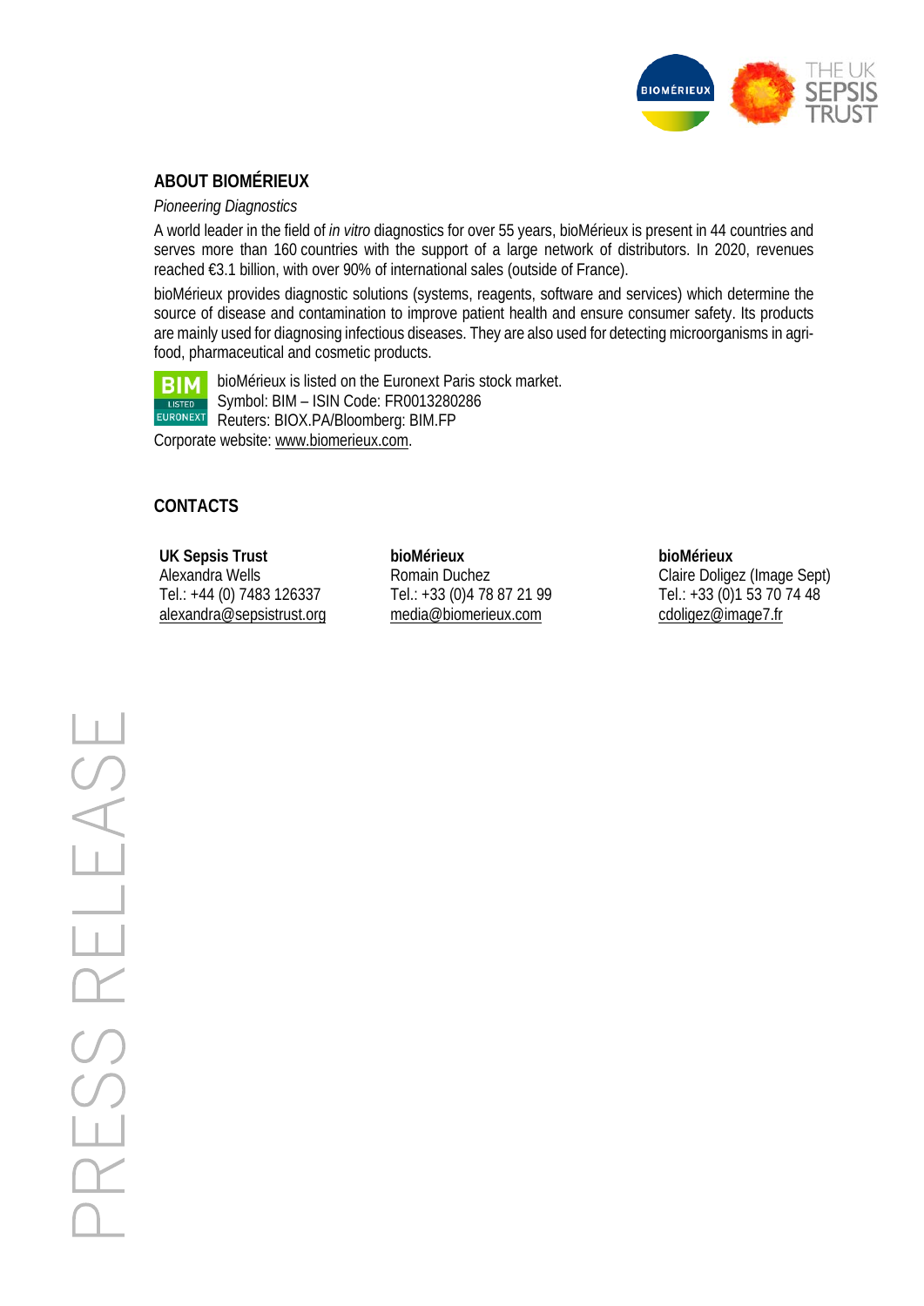## ABOUT BIOMÉRIEUX

*Pioneering Diagnostics*

A world leader in the field of *in vitro* diagnostics for over 55 years, bioMérieux is present in 44 countries and serves more than 160 countries with the support of a large network of distributors. In 2020, revenues reached €3.1 billion, with over 90% of international sales (outside of France).

bioMérieux provides diagnostic solutions (systems, reagents, software and services) which determine the source of disease and contamination to improve patient health and ensure consumer safety. Its products are mainly used for diagnosing infectious diseases. They are also used for detecting microorganisms in agri-food, pharmaceutical and cosmetic products.

bioMérieux is listed on the Euronext Paris stock market.
Symbol: BIM – ISIN Code: FR0013280286
Reuters: BIOX.PA/Bloomberg: BIM.FP
Corporate website: www.biomerieux.com.

## CONTACTS

**UK Sepsis Trust**
Alexandra Wells
Tel.: +44 (0) 7483 126337
alexandra@sepsistrust.org

**bioMérieux**
Romain Duchez
Tel.: +33 (0)4 78 87 21 99
media@biomerieux.com

**bioMérieux**
Claire Doligez (Image Sept)
Tel.: +33 (0)1 53 70 74 48
cdoligez@image7.fr